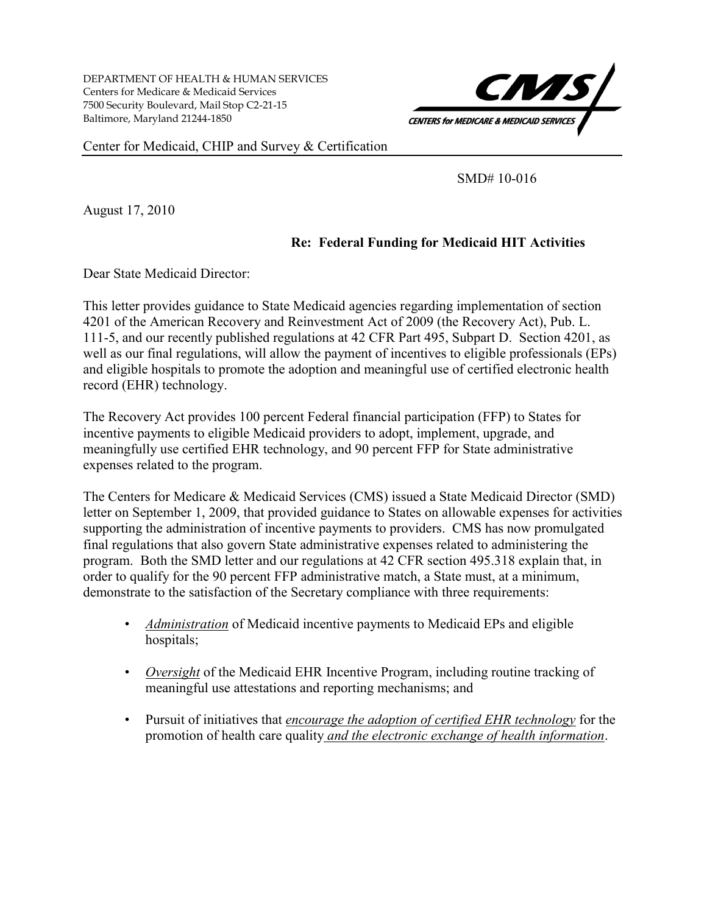DEPARTMENT OF HEALTH & HUMAN SERVICES
Centers for Medicare & Medicaid Services
7500 Security Boulevard, Mail Stop C2-21-15
Baltimore, Maryland 21244-1850

CMS
CENTERS for MEDICARE & MEDICAID SERVICES

Center for Medicaid, CHIP and Survey & Certification

SMD# 10-016

August 17, 2010

**Re: Federal Funding for Medicaid HIT Activities**

Dear State Medicaid Director:

This letter provides guidance to State Medicaid agencies regarding implementation of section 4201 of the American Recovery and Reinvestment Act of 2009 (the Recovery Act), Pub. L. 111-5, and our recently published regulations at 42 CFR Part 495, Subpart D. Section 4201, as well as our final regulations, will allow the payment of incentives to eligible professionals (EPs) and eligible hospitals to promote the adoption and meaningful use of certified electronic health record (EHR) technology.

The Recovery Act provides 100 percent Federal financial participation (FFP) to States for incentive payments to eligible Medicaid providers to adopt, implement, upgrade, and meaningfully use certified EHR technology, and 90 percent FFP for State administrative expenses related to the program.

The Centers for Medicare & Medicaid Services (CMS) issued a State Medicaid Director (SMD) letter on September 1, 2009, that provided guidance to States on allowable expenses for activities supporting the administration of incentive payments to providers. CMS has now promulgated final regulations that also govern State administrative expenses related to administering the program. Both the SMD letter and our regulations at 42 CFR section 495.318 explain that, in order to qualify for the 90 percent FFP administrative match, a State must, at a minimum, demonstrate to the satisfaction of the Secretary compliance with three requirements:

- *Administration* of Medicaid incentive payments to Medicaid EPs and eligible hospitals;
- *Oversight* of the Medicaid EHR Incentive Program, including routine tracking of meaningful use attestations and reporting mechanisms; and
- Pursuit of initiatives that *encourage the adoption of certified EHR technology* for the promotion of health care quality *and the electronic exchange of health information*.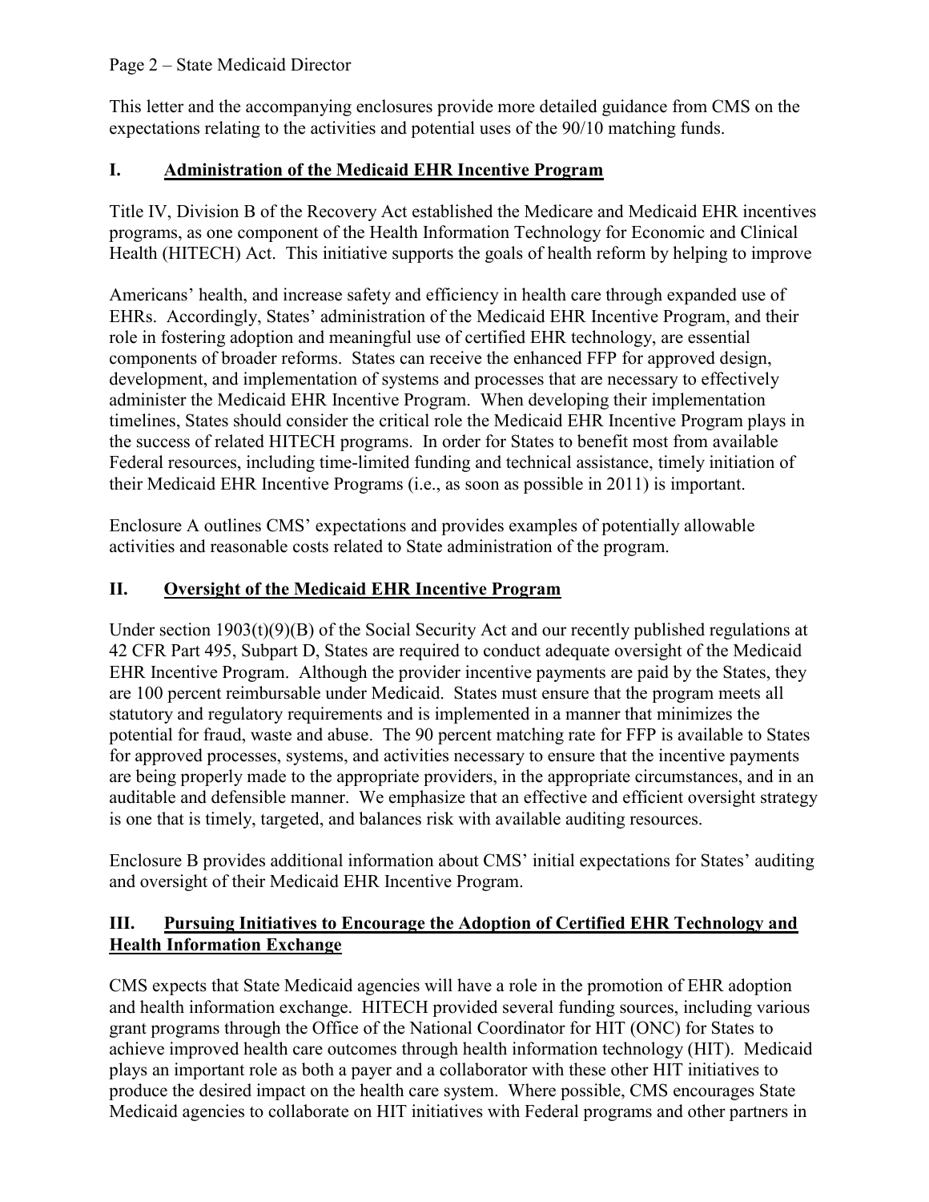This letter and the accompanying enclosures provide more detailed guidance from CMS on the expectations relating to the activities and potential uses of the 90/10 matching funds.

## I. Administration of the Medicaid EHR Incentive Program

Title IV, Division B of the Recovery Act established the Medicare and Medicaid EHR incentives programs, as one component of the Health Information Technology for Economic and Clinical Health (HITECH) Act. This initiative supports the goals of health reform by helping to improve Americans' health, and increase safety and efficiency in health care through expanded use of EHRs. Accordingly, States' administration of the Medicaid EHR Incentive Program, and their role in fostering adoption and meaningful use of certified EHR technology, are essential components of broader reforms. States can receive the enhanced FFP for approved design, development, and implementation of systems and processes that are necessary to effectively administer the Medicaid EHR Incentive Program. When developing their implementation timelines, States should consider the critical role the Medicaid EHR Incentive Program plays in the success of related HITECH programs. In order for States to benefit most from available Federal resources, including time-limited funding and technical assistance, timely initiation of their Medicaid EHR Incentive Programs (i.e., as soon as possible in 2011) is important.

Enclosure A outlines CMS' expectations and provides examples of potentially allowable activities and reasonable costs related to State administration of the program.

## II. Oversight of the Medicaid EHR Incentive Program

Under section 1903(t)(9)(B) of the Social Security Act and our recently published regulations at 42 CFR Part 495, Subpart D, States are required to conduct adequate oversight of the Medicaid EHR Incentive Program. Although the provider incentive payments are paid by the States, they are 100 percent reimbursable under Medicaid. States must ensure that the program meets all statutory and regulatory requirements and is implemented in a manner that minimizes the potential for fraud, waste and abuse. The 90 percent matching rate for FFP is available to States for approved processes, systems, and activities necessary to ensure that the incentive payments are being properly made to the appropriate providers, in the appropriate circumstances, and in an auditable and defensible manner. We emphasize that an effective and efficient oversight strategy is one that is timely, targeted, and balances risk with available auditing resources.

Enclosure B provides additional information about CMS' initial expectations for States' auditing and oversight of their Medicaid EHR Incentive Program.

## III. Pursuing Initiatives to Encourage the Adoption of Certified EHR Technology and Health Information Exchange

CMS expects that State Medicaid agencies will have a role in the promotion of EHR adoption and health information exchange. HITECH provided several funding sources, including various grant programs through the Office of the National Coordinator for HIT (ONC) for States to achieve improved health care outcomes through health information technology (HIT). Medicaid plays an important role as both a payer and a collaborator with these other HIT initiatives to produce the desired impact on the health care system. Where possible, CMS encourages State Medicaid agencies to collaborate on HIT initiatives with Federal programs and other partners in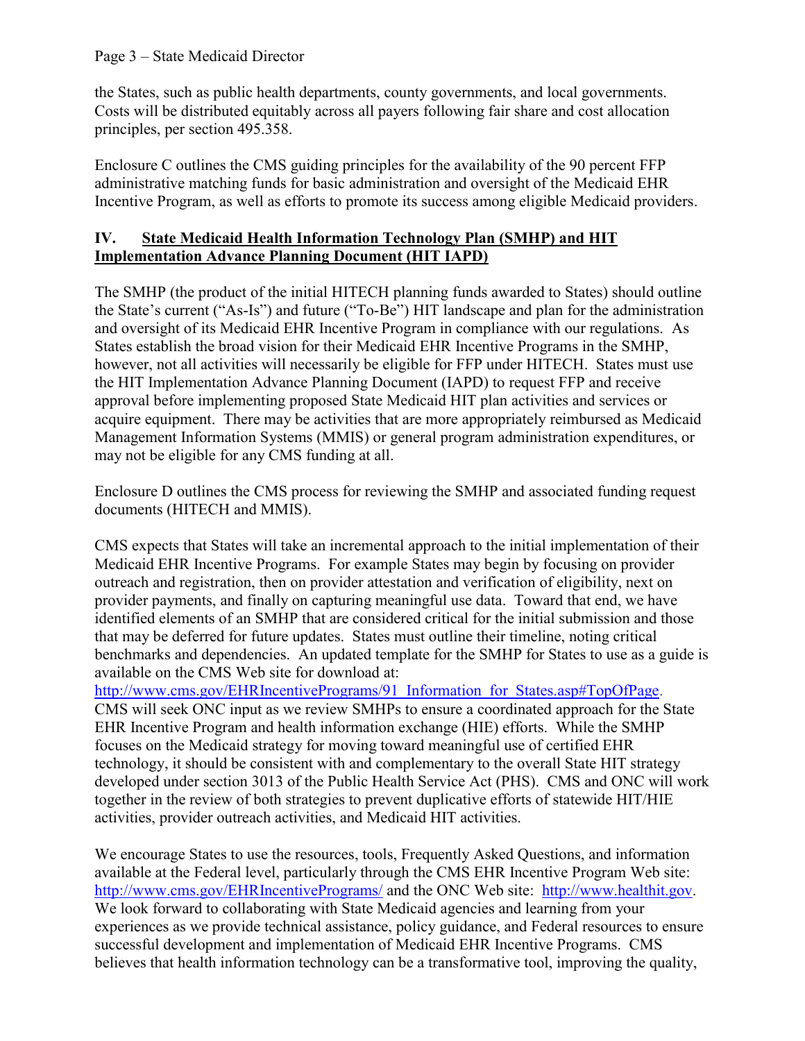the States, such as public health departments, county governments, and local governments. Costs will be distributed equitably across all payers following fair share and cost allocation principles, per section 495.358.

Enclosure C outlines the CMS guiding principles for the availability of the 90 percent FFP administrative matching funds for basic administration and oversight of the Medicaid EHR Incentive Program, as well as efforts to promote its success among eligible Medicaid providers.

## IV. State Medicaid Health Information Technology Plan (SMHP) and HIT Implementation Advance Planning Document (HIT IAPD)

The SMHP (the product of the initial HITECH planning funds awarded to States) should outline the State's current ("As-Is") and future ("To-Be") HIT landscape and plan for the administration and oversight of its Medicaid EHR Incentive Program in compliance with our regulations. As States establish the broad vision for their Medicaid EHR Incentive Programs in the SMHP, however, not all activities will necessarily be eligible for FFP under HITECH. States must use the HIT Implementation Advance Planning Document (IAPD) to request FFP and receive approval before implementing proposed State Medicaid HIT plan activities and services or acquire equipment. There may be activities that are more appropriately reimbursed as Medicaid Management Information Systems (MMIS) or general program administration expenditures, or may not be eligible for any CMS funding at all.

Enclosure D outlines the CMS process for reviewing the SMHP and associated funding request documents (HITECH and MMIS).

CMS expects that States will take an incremental approach to the initial implementation of their Medicaid EHR Incentive Programs. For example States may begin by focusing on provider outreach and registration, then on provider attestation and verification of eligibility, next on provider payments, and finally on capturing meaningful use data. Toward that end, we have identified elements of an SMHP that are considered critical for the initial submission and those that may be deferred for future updates. States must outline their timeline, noting critical benchmarks and dependencies. An updated template for the SMHP for States to use as a guide is available on the CMS Web site for download at: http://www.cms.gov/EHRIncentivePrograms/91_Information_for_States.asp#TopOfPage. CMS will seek ONC input as we review SMHPs to ensure a coordinated approach for the State EHR Incentive Program and health information exchange (HIE) efforts. While the SMHP focuses on the Medicaid strategy for moving toward meaningful use of certified EHR technology, it should be consistent with and complementary to the overall State HIT strategy developed under section 3013 of the Public Health Service Act (PHS). CMS and ONC will work together in the review of both strategies to prevent duplicative efforts of statewide HIT/HIE activities, provider outreach activities, and Medicaid HIT activities.

We encourage States to use the resources, tools, Frequently Asked Questions, and information available at the Federal level, particularly through the CMS EHR Incentive Program Web site: http://www.cms.gov/EHRIncentivePrograms/ and the ONC Web site: http://www.healthit.gov. We look forward to collaborating with State Medicaid agencies and learning from your experiences as we provide technical assistance, policy guidance, and Federal resources to ensure successful development and implementation of Medicaid EHR Incentive Programs. CMS believes that health information technology can be a transformative tool, improving the quality,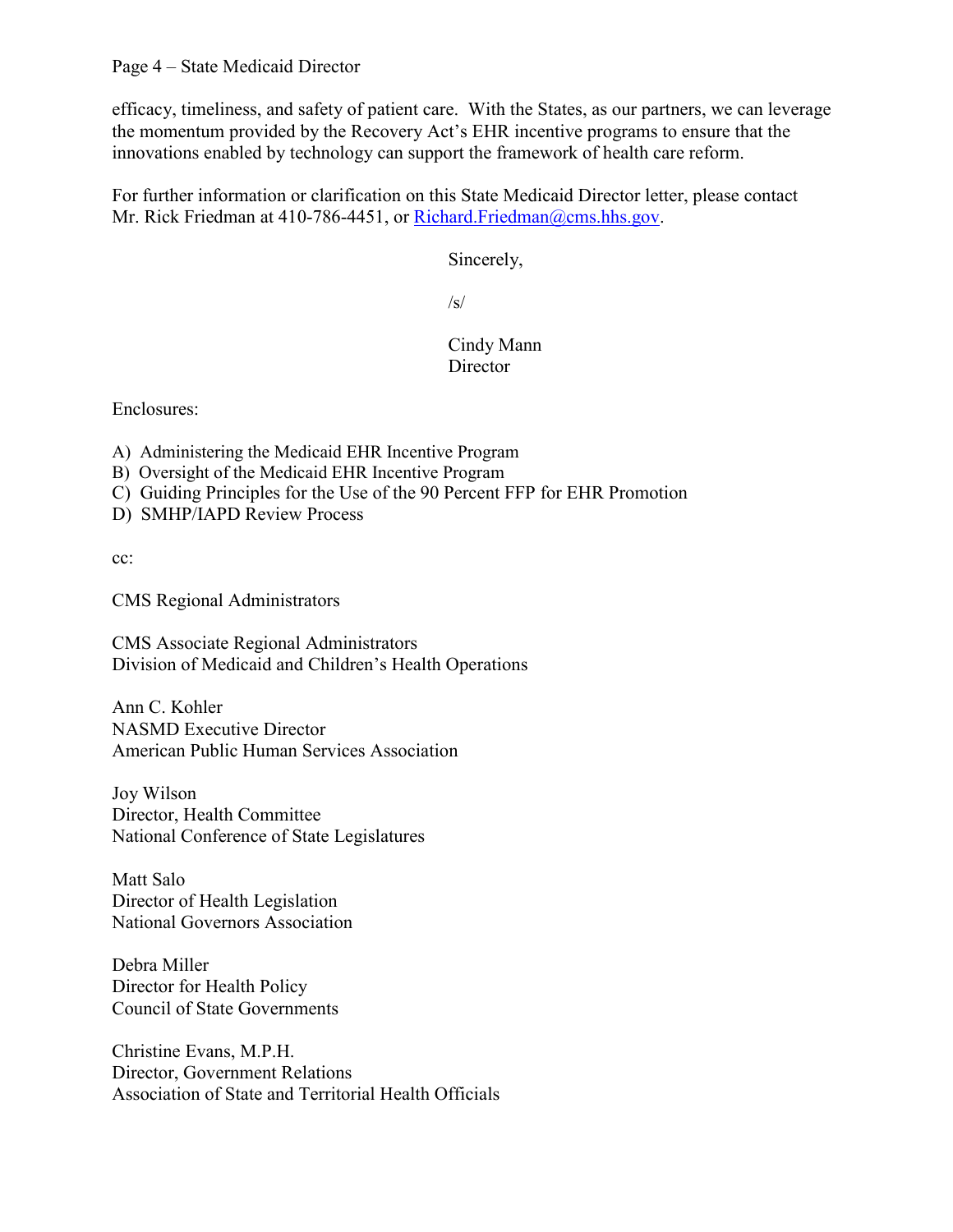efficacy, timeliness, and safety of patient care. With the States, as our partners, we can leverage the momentum provided by the Recovery Act's EHR incentive programs to ensure that the innovations enabled by technology can support the framework of health care reform.

For further information or clarification on this State Medicaid Director letter, please contact Mr. Rick Friedman at 410-786-4451, or [Richard.Friedman@cms.hhs.gov](mailto:Richard.Friedman@cms.hhs.gov).

Sincerely,

/s/

Cindy Mann
Director

Enclosures:

A) Administering the Medicaid EHR Incentive Program
B) Oversight of the Medicaid EHR Incentive Program
C) Guiding Principles for the Use of the 90 Percent FFP for EHR Promotion
D) SMHP/IAPD Review Process

cc:

CMS Regional Administrators

CMS Associate Regional Administrators
Division of Medicaid and Children's Health Operations

Ann C. Kohler
NASMD Executive Director
American Public Human Services Association

Joy Wilson
Director, Health Committee
National Conference of State Legislatures

Matt Salo
Director of Health Legislation
National Governors Association

Debra Miller
Director for Health Policy
Council of State Governments

Christine Evans, M.P.H.
Director, Government Relations
Association of State and Territorial Health Officials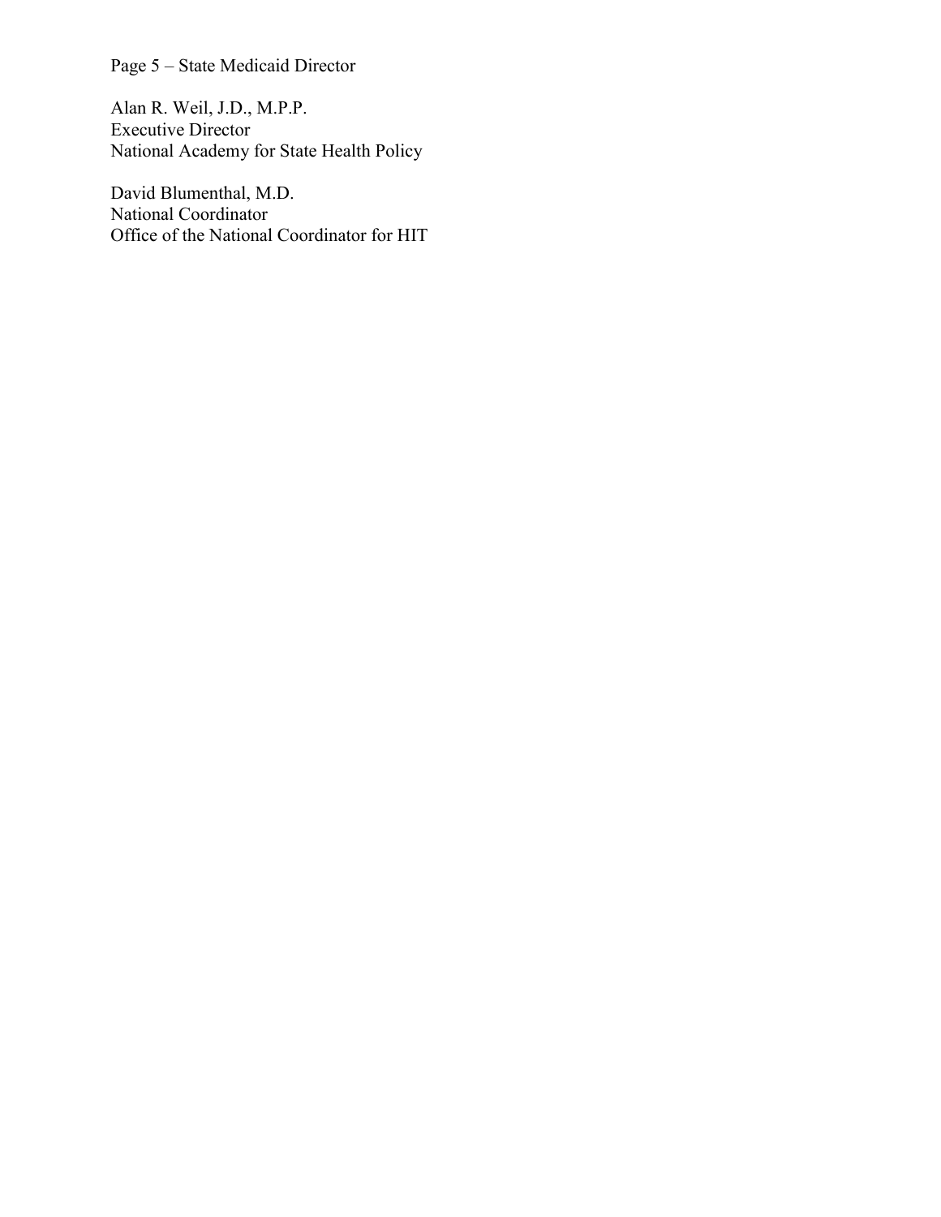Alan R. Weil, J.D., M.P.P.
Executive Director
National Academy for State Health Policy

David Blumenthal, M.D.
National Coordinator
Office of the National Coordinator for HIT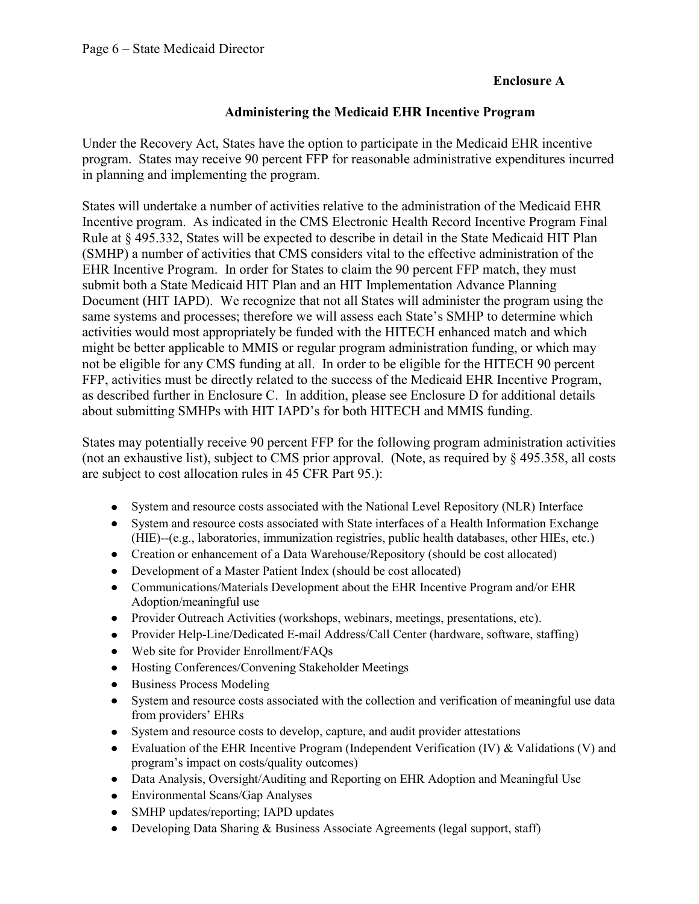**Enclosure A**

## Administering the Medicaid EHR Incentive Program

Under the Recovery Act, States have the option to participate in the Medicaid EHR incentive program. States may receive 90 percent FFP for reasonable administrative expenditures incurred in planning and implementing the program.

States will undertake a number of activities relative to the administration of the Medicaid EHR Incentive program. As indicated in the CMS Electronic Health Record Incentive Program Final Rule at § 495.332, States will be expected to describe in detail in the State Medicaid HIT Plan (SMHP) a number of activities that CMS considers vital to the effective administration of the EHR Incentive Program. In order for States to claim the 90 percent FFP match, they must submit both a State Medicaid HIT Plan and an HIT Implementation Advance Planning Document (HIT IAPD). We recognize that not all States will administer the program using the same systems and processes; therefore we will assess each State's SMHP to determine which activities would most appropriately be funded with the HITECH enhanced match and which might be better applicable to MMIS or regular program administration funding, or which may not be eligible for any CMS funding at all. In order to be eligible for the HITECH 90 percent FFP, activities must be directly related to the success of the Medicaid EHR Incentive Program, as described further in Enclosure C. In addition, please see Enclosure D for additional details about submitting SMHPs with HIT IAPD's for both HITECH and MMIS funding.

States may potentially receive 90 percent FFP for the following program administration activities (not an exhaustive list), subject to CMS prior approval. (Note, as required by § 495.358, all costs are subject to cost allocation rules in 45 CFR Part 95.):

- System and resource costs associated with the National Level Repository (NLR) Interface
- System and resource costs associated with State interfaces of a Health Information Exchange (HIE)--(e.g., laboratories, immunization registries, public health databases, other HIEs, etc.)
- Creation or enhancement of a Data Warehouse/Repository (should be cost allocated)
- Development of a Master Patient Index (should be cost allocated)
- Communications/Materials Development about the EHR Incentive Program and/or EHR Adoption/meaningful use
- Provider Outreach Activities (workshops, webinars, meetings, presentations, etc).
- Provider Help-Line/Dedicated E-mail Address/Call Center (hardware, software, staffing)
- Web site for Provider Enrollment/FAQs
- Hosting Conferences/Convening Stakeholder Meetings
- Business Process Modeling
- System and resource costs associated with the collection and verification of meaningful use data from providers' EHRs
- System and resource costs to develop, capture, and audit provider attestations
- Evaluation of the EHR Incentive Program (Independent Verification (IV) & Validations (V) and program's impact on costs/quality outcomes)
- Data Analysis, Oversight/Auditing and Reporting on EHR Adoption and Meaningful Use
- Environmental Scans/Gap Analyses
- SMHP updates/reporting; IAPD updates
- Developing Data Sharing & Business Associate Agreements (legal support, staff)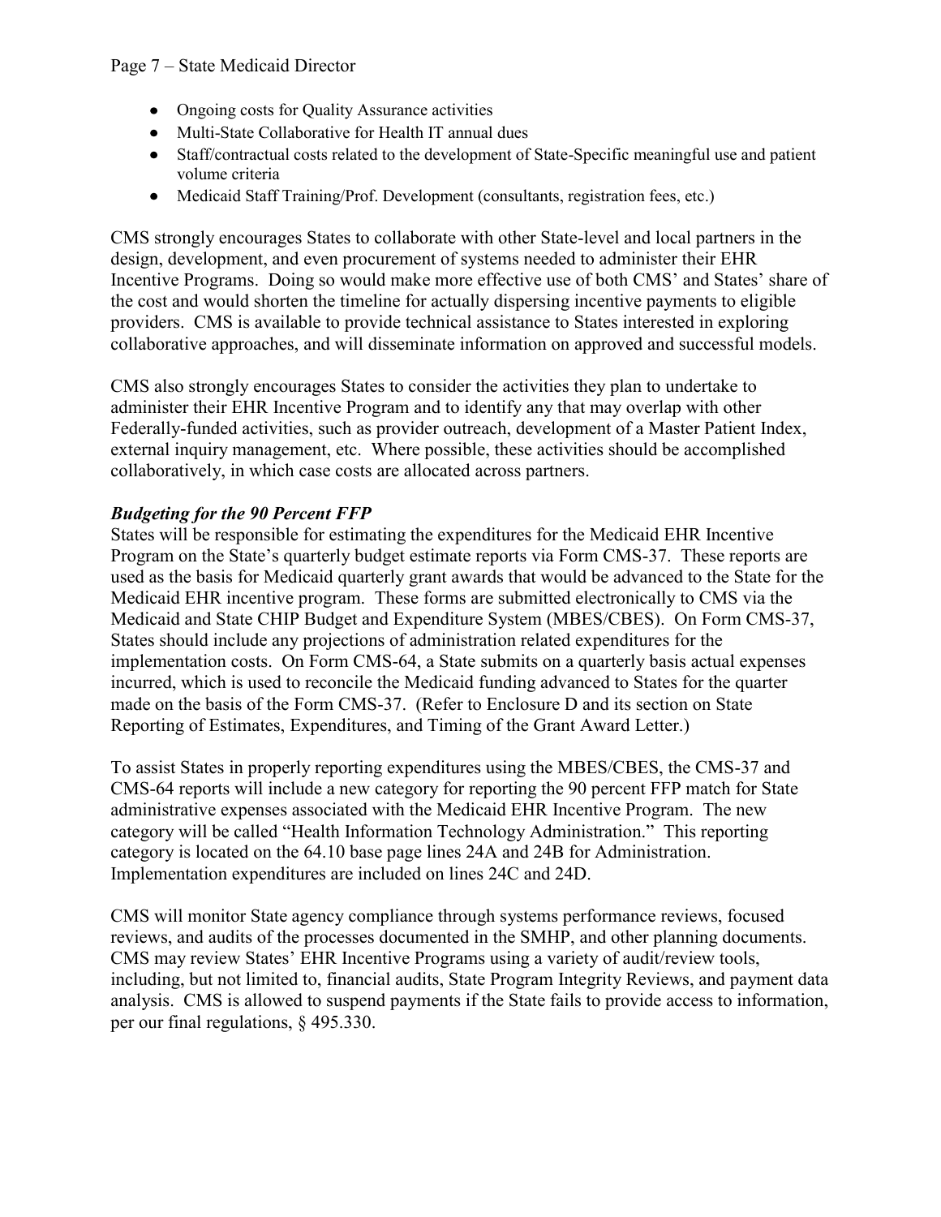- Ongoing costs for Quality Assurance activities
- Multi-State Collaborative for Health IT annual dues
- Staff/contractual costs related to the development of State-Specific meaningful use and patient volume criteria
- Medicaid Staff Training/Prof. Development (consultants, registration fees, etc.)

CMS strongly encourages States to collaborate with other State-level and local partners in the design, development, and even procurement of systems needed to administer their EHR Incentive Programs. Doing so would make more effective use of both CMS' and States' share of the cost and would shorten the timeline for actually dispersing incentive payments to eligible providers. CMS is available to provide technical assistance to States interested in exploring collaborative approaches, and will disseminate information on approved and successful models.

CMS also strongly encourages States to consider the activities they plan to undertake to administer their EHR Incentive Program and to identify any that may overlap with other Federally-funded activities, such as provider outreach, development of a Master Patient Index, external inquiry management, etc. Where possible, these activities should be accomplished collaboratively, in which case costs are allocated across partners.

***Budgeting for the 90 Percent FFP***

States will be responsible for estimating the expenditures for the Medicaid EHR Incentive Program on the State's quarterly budget estimate reports via Form CMS-37. These reports are used as the basis for Medicaid quarterly grant awards that would be advanced to the State for the Medicaid EHR incentive program. These forms are submitted electronically to CMS via the Medicaid and State CHIP Budget and Expenditure System (MBES/CBES). On Form CMS-37, States should include any projections of administration related expenditures for the implementation costs. On Form CMS-64, a State submits on a quarterly basis actual expenses incurred, which is used to reconcile the Medicaid funding advanced to States for the quarter made on the basis of the Form CMS-37. (Refer to Enclosure D and its section on State Reporting of Estimates, Expenditures, and Timing of the Grant Award Letter.)

To assist States in properly reporting expenditures using the MBES/CBES, the CMS-37 and CMS-64 reports will include a new category for reporting the 90 percent FFP match for State administrative expenses associated with the Medicaid EHR Incentive Program. The new category will be called "Health Information Technology Administration." This reporting category is located on the 64.10 base page lines 24A and 24B for Administration. Implementation expenditures are included on lines 24C and 24D.

CMS will monitor State agency compliance through systems performance reviews, focused reviews, and audits of the processes documented in the SMHP, and other planning documents. CMS may review States' EHR Incentive Programs using a variety of audit/review tools, including, but not limited to, financial audits, State Program Integrity Reviews, and payment data analysis. CMS is allowed to suspend payments if the State fails to provide access to information, per our final regulations, § 495.330.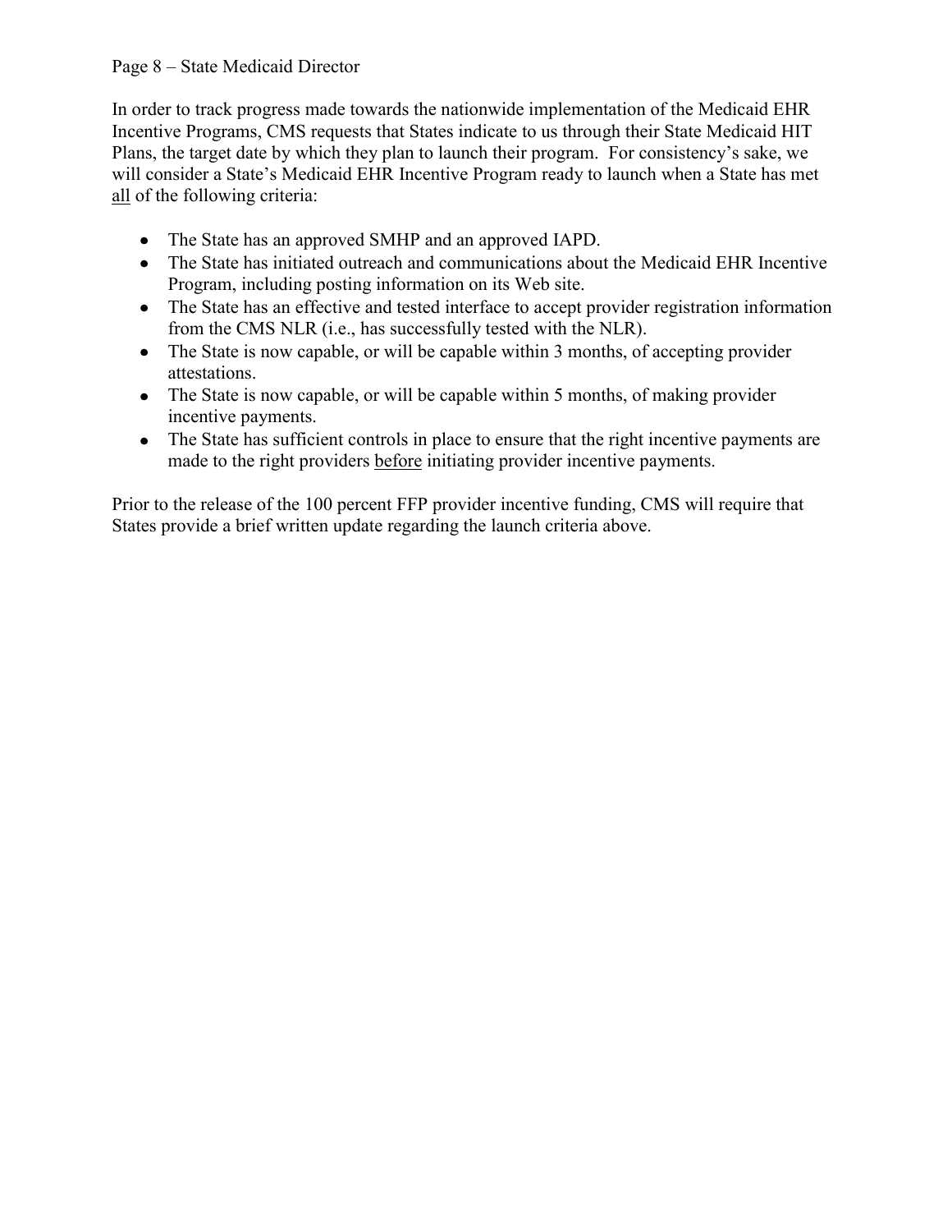In order to track progress made towards the nationwide implementation of the Medicaid EHR Incentive Programs, CMS requests that States indicate to us through their State Medicaid HIT Plans, the target date by which they plan to launch their program. For consistency's sake, we will consider a State's Medicaid EHR Incentive Program ready to launch when a State has met <u>all</u> of the following criteria:

- The State has an approved SMHP and an approved IAPD.
- The State has initiated outreach and communications about the Medicaid EHR Incentive Program, including posting information on its Web site.
- The State has an effective and tested interface to accept provider registration information from the CMS NLR (i.e., has successfully tested with the NLR).
- The State is now capable, or will be capable within 3 months, of accepting provider attestations.
- The State is now capable, or will be capable within 5 months, of making provider incentive payments.
- The State has sufficient controls in place to ensure that the right incentive payments are made to the right providers <u>before</u> initiating provider incentive payments.

Prior to the release of the 100 percent FFP provider incentive funding, CMS will require that States provide a brief written update regarding the launch criteria above.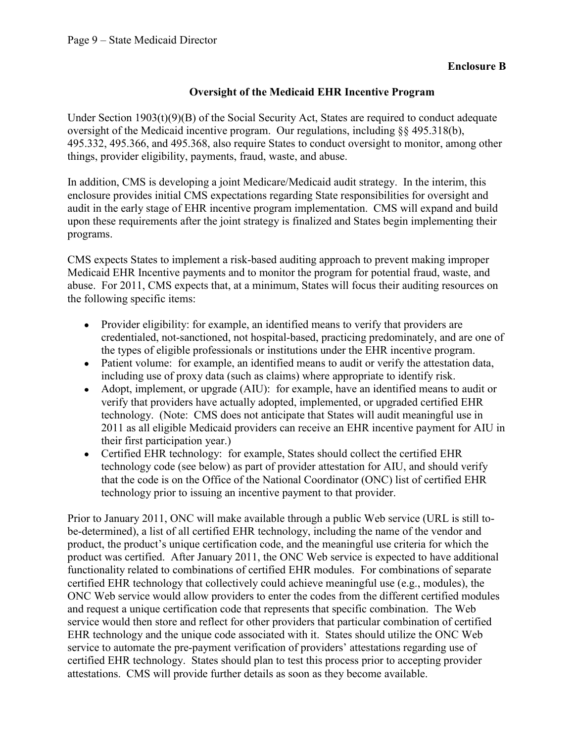**Enclosure B**

## Oversight of the Medicaid EHR Incentive Program

Under Section 1903(t)(9)(B) of the Social Security Act, States are required to conduct adequate oversight of the Medicaid incentive program. Our regulations, including §§ 495.318(b), 495.332, 495.366, and 495.368, also require States to conduct oversight to monitor, among other things, provider eligibility, payments, fraud, waste, and abuse.

In addition, CMS is developing a joint Medicare/Medicaid audit strategy. In the interim, this enclosure provides initial CMS expectations regarding State responsibilities for oversight and audit in the early stage of EHR incentive program implementation. CMS will expand and build upon these requirements after the joint strategy is finalized and States begin implementing their programs.

CMS expects States to implement a risk-based auditing approach to prevent making improper Medicaid EHR Incentive payments and to monitor the program for potential fraud, waste, and abuse. For 2011, CMS expects that, at a minimum, States will focus their auditing resources on the following specific items:

- Provider eligibility: for example, an identified means to verify that providers are credentialed, not-sanctioned, not hospital-based, practicing predominately, and are one of the types of eligible professionals or institutions under the EHR incentive program.
- Patient volume: for example, an identified means to audit or verify the attestation data, including use of proxy data (such as claims) where appropriate to identify risk.
- Adopt, implement, or upgrade (AIU): for example, have an identified means to audit or verify that providers have actually adopted, implemented, or upgraded certified EHR technology. (Note: CMS does not anticipate that States will audit meaningful use in 2011 as all eligible Medicaid providers can receive an EHR incentive payment for AIU in their first participation year.)
- Certified EHR technology: for example, States should collect the certified EHR technology code (see below) as part of provider attestation for AIU, and should verify that the code is on the Office of the National Coordinator (ONC) list of certified EHR technology prior to issuing an incentive payment to that provider.

Prior to January 2011, ONC will make available through a public Web service (URL is still to-be-determined), a list of all certified EHR technology, including the name of the vendor and product, the product's unique certification code, and the meaningful use criteria for which the product was certified. After January 2011, the ONC Web service is expected to have additional functionality related to combinations of certified EHR modules. For combinations of separate certified EHR technology that collectively could achieve meaningful use (e.g., modules), the ONC Web service would allow providers to enter the codes from the different certified modules and request a unique certification code that represents that specific combination. The Web service would then store and reflect for other providers that particular combination of certified EHR technology and the unique code associated with it. States should utilize the ONC Web service to automate the pre-payment verification of providers' attestations regarding use of certified EHR technology. States should plan to test this process prior to accepting provider attestations. CMS will provide further details as soon as they become available.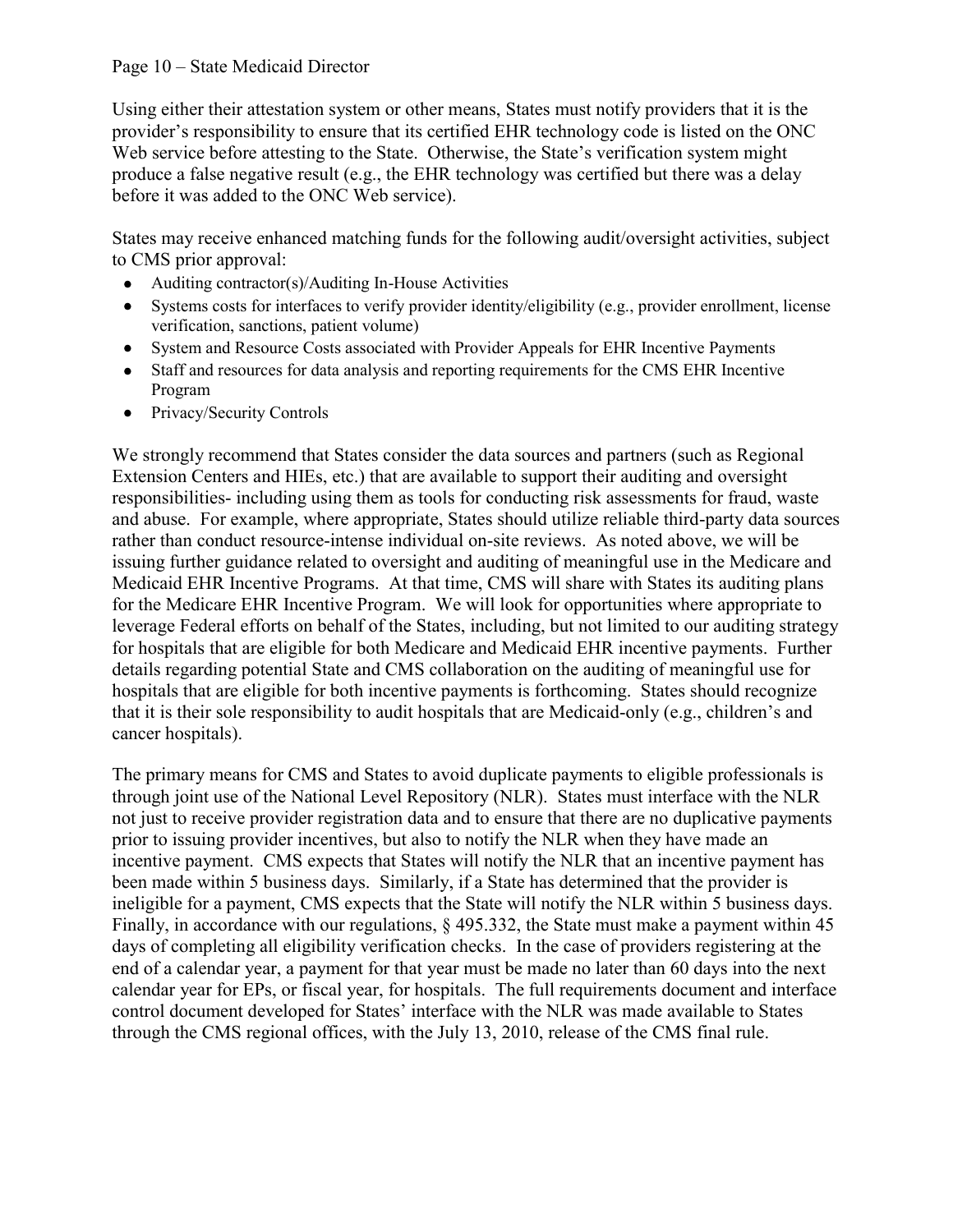Using either their attestation system or other means, States must notify providers that it is the provider's responsibility to ensure that its certified EHR technology code is listed on the ONC Web service before attesting to the State. Otherwise, the State's verification system might produce a false negative result (e.g., the EHR technology was certified but there was a delay before it was added to the ONC Web service).

States may receive enhanced matching funds for the following audit/oversight activities, subject to CMS prior approval:

- Auditing contractor(s)/Auditing In-House Activities
- Systems costs for interfaces to verify provider identity/eligibility (e.g., provider enrollment, license verification, sanctions, patient volume)
- System and Resource Costs associated with Provider Appeals for EHR Incentive Payments
- Staff and resources for data analysis and reporting requirements for the CMS EHR Incentive Program
- Privacy/Security Controls

We strongly recommend that States consider the data sources and partners (such as Regional Extension Centers and HIEs, etc.) that are available to support their auditing and oversight responsibilities- including using them as tools for conducting risk assessments for fraud, waste and abuse. For example, where appropriate, States should utilize reliable third-party data sources rather than conduct resource-intense individual on-site reviews. As noted above, we will be issuing further guidance related to oversight and auditing of meaningful use in the Medicare and Medicaid EHR Incentive Programs. At that time, CMS will share with States its auditing plans for the Medicare EHR Incentive Program. We will look for opportunities where appropriate to leverage Federal efforts on behalf of the States, including, but not limited to our auditing strategy for hospitals that are eligible for both Medicare and Medicaid EHR incentive payments. Further details regarding potential State and CMS collaboration on the auditing of meaningful use for hospitals that are eligible for both incentive payments is forthcoming. States should recognize that it is their sole responsibility to audit hospitals that are Medicaid-only (e.g., children's and cancer hospitals).

The primary means for CMS and States to avoid duplicate payments to eligible professionals is through joint use of the National Level Repository (NLR). States must interface with the NLR not just to receive provider registration data and to ensure that there are no duplicative payments prior to issuing provider incentives, but also to notify the NLR when they have made an incentive payment. CMS expects that States will notify the NLR that an incentive payment has been made within 5 business days. Similarly, if a State has determined that the provider is ineligible for a payment, CMS expects that the State will notify the NLR within 5 business days. Finally, in accordance with our regulations, § 495.332, the State must make a payment within 45 days of completing all eligibility verification checks. In the case of providers registering at the end of a calendar year, a payment for that year must be made no later than 60 days into the next calendar year for EPs, or fiscal year, for hospitals. The full requirements document and interface control document developed for States' interface with the NLR was made available to States through the CMS regional offices, with the July 13, 2010, release of the CMS final rule.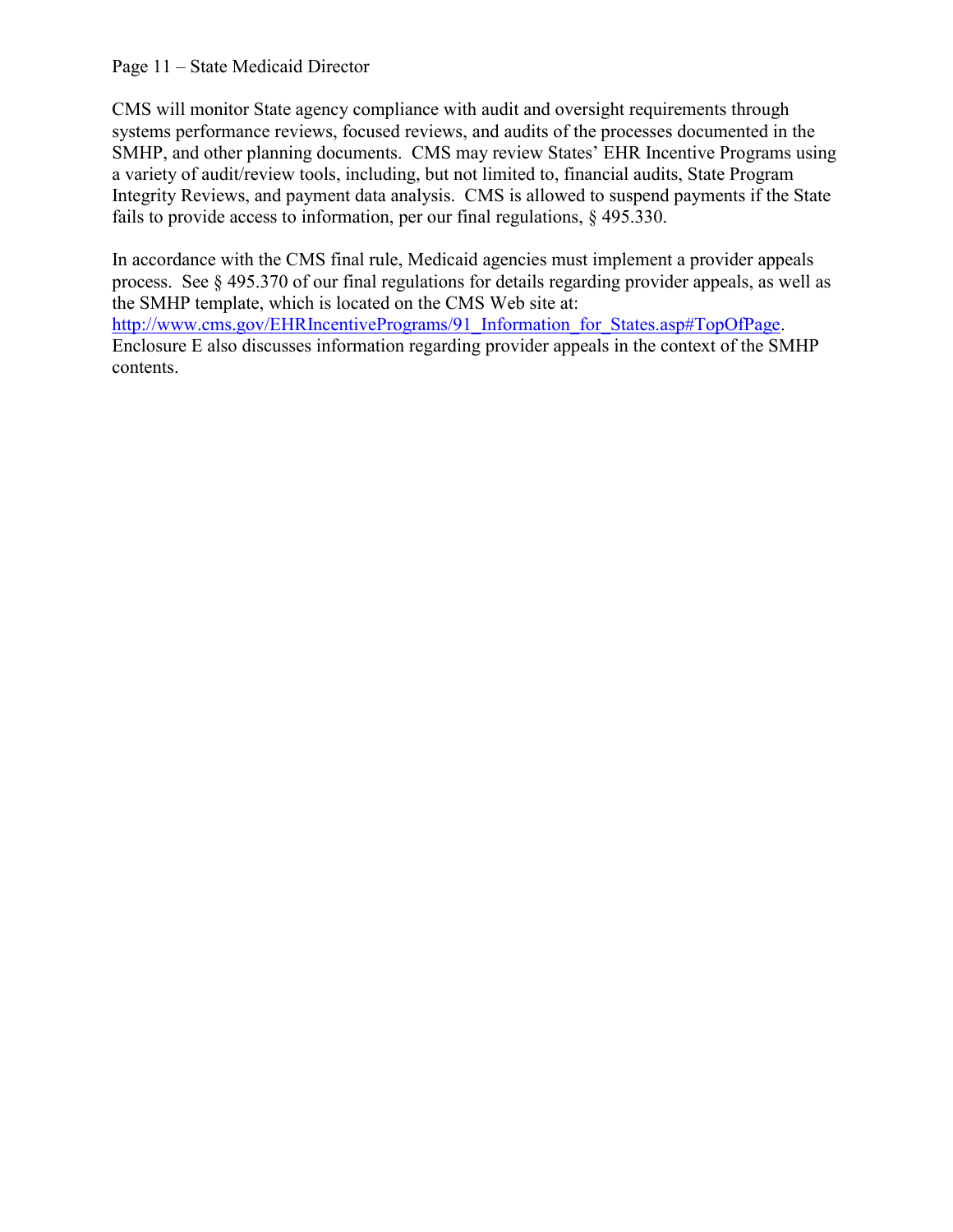CMS will monitor State agency compliance with audit and oversight requirements through systems performance reviews, focused reviews, and audits of the processes documented in the SMHP, and other planning documents. CMS may review States' EHR Incentive Programs using a variety of audit/review tools, including, but not limited to, financial audits, State Program Integrity Reviews, and payment data analysis. CMS is allowed to suspend payments if the State fails to provide access to information, per our final regulations, § 495.330.

In accordance with the CMS final rule, Medicaid agencies must implement a provider appeals process. See § 495.370 of our final regulations for details regarding provider appeals, as well as the SMHP template, which is located on the CMS Web site at: http://www.cms.gov/EHRIncentivePrograms/91_Information_for_States.asp#TopOfPage. Enclosure E also discusses information regarding provider appeals in the context of the SMHP contents.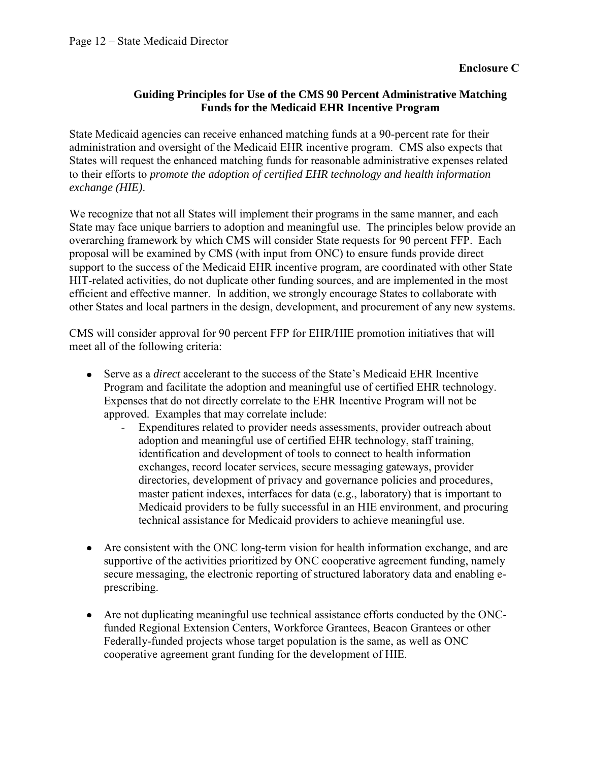**Enclosure C**

## Guiding Principles for Use of the CMS 90 Percent Administrative Matching Funds for the Medicaid EHR Incentive Program

State Medicaid agencies can receive enhanced matching funds at a 90-percent rate for their administration and oversight of the Medicaid EHR incentive program. CMS also expects that States will request the enhanced matching funds for reasonable administrative expenses related to their efforts to *promote the adoption of certified EHR technology and health information exchange (HIE)*.

We recognize that not all States will implement their programs in the same manner, and each State may face unique barriers to adoption and meaningful use. The principles below provide an overarching framework by which CMS will consider State requests for 90 percent FFP. Each proposal will be examined by CMS (with input from ONC) to ensure funds provide direct support to the success of the Medicaid EHR incentive program, are coordinated with other State HIT-related activities, do not duplicate other funding sources, and are implemented in the most efficient and effective manner. In addition, we strongly encourage States to collaborate with other States and local partners in the design, development, and procurement of any new systems.

CMS will consider approval for 90 percent FFP for EHR/HIE promotion initiatives that will meet all of the following criteria:

- Serve as a *direct* accelerant to the success of the State's Medicaid EHR Incentive Program and facilitate the adoption and meaningful use of certified EHR technology. Expenses that do not directly correlate to the EHR Incentive Program will not be approved. Examples that may correlate include:
  - Expenditures related to provider needs assessments, provider outreach about adoption and meaningful use of certified EHR technology, staff training, identification and development of tools to connect to health information exchanges, record locater services, secure messaging gateways, provider directories, development of privacy and governance policies and procedures, master patient indexes, interfaces for data (e.g., laboratory) that is important to Medicaid providers to be fully successful in an HIE environment, and procuring technical assistance for Medicaid providers to achieve meaningful use.

- Are consistent with the ONC long-term vision for health information exchange, and are supportive of the activities prioritized by ONC cooperative agreement funding, namely secure messaging, the electronic reporting of structured laboratory data and enabling e-prescribing.

- Are not duplicating meaningful use technical assistance efforts conducted by the ONC-funded Regional Extension Centers, Workforce Grantees, Beacon Grantees or other Federally-funded projects whose target population is the same, as well as ONC cooperative agreement grant funding for the development of HIE.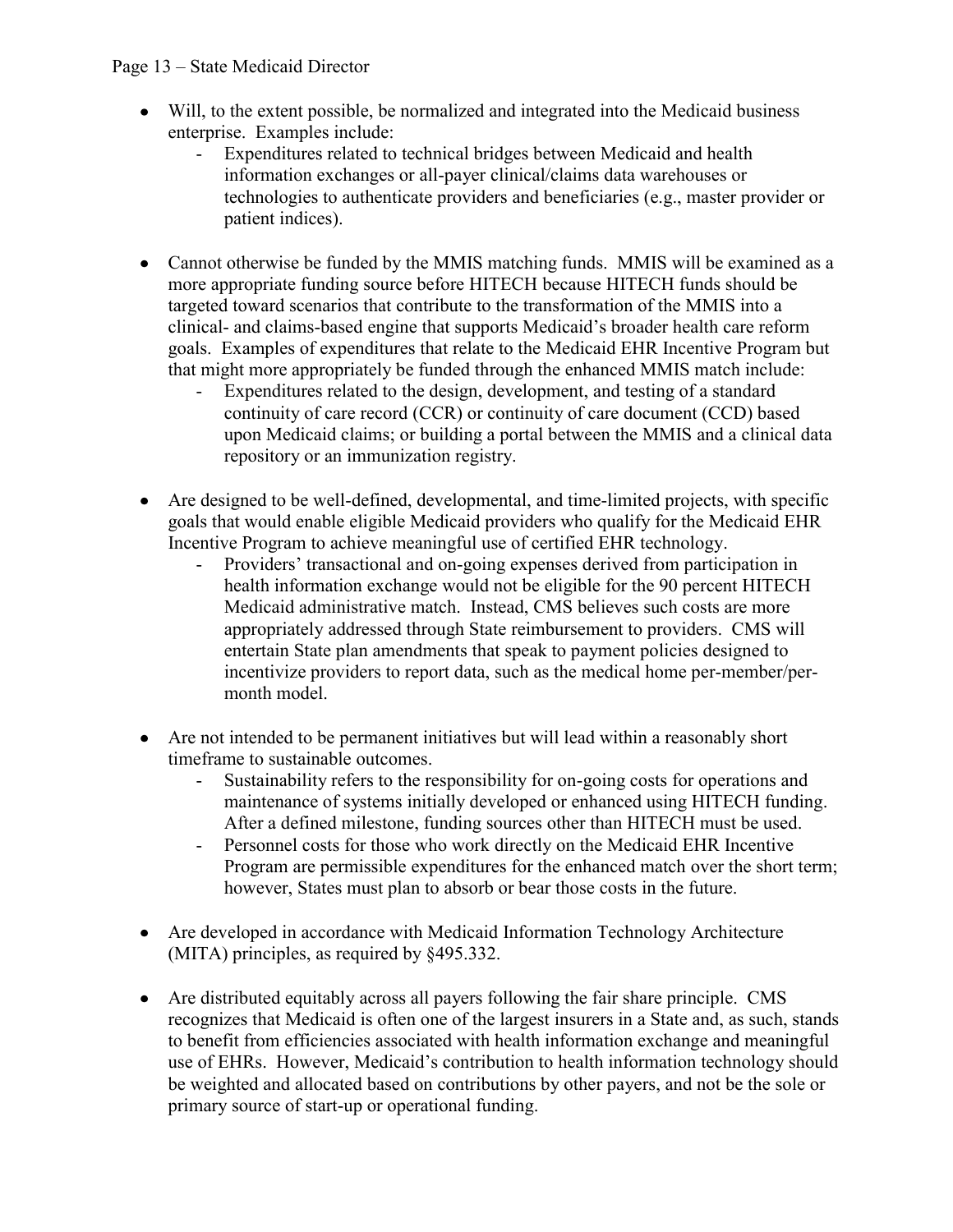- Will, to the extent possible, be normalized and integrated into the Medicaid business enterprise. Examples include:
    - Expenditures related to technical bridges between Medicaid and health information exchanges or all-payer clinical/claims data warehouses or technologies to authenticate providers and beneficiaries (e.g., master provider or patient indices).

- Cannot otherwise be funded by the MMIS matching funds. MMIS will be examined as a more appropriate funding source before HITECH because HITECH funds should be targeted toward scenarios that contribute to the transformation of the MMIS into a clinical- and claims-based engine that supports Medicaid's broader health care reform goals. Examples of expenditures that relate to the Medicaid EHR Incentive Program but that might more appropriately be funded through the enhanced MMIS match include:
    - Expenditures related to the design, development, and testing of a standard continuity of care record (CCR) or continuity of care document (CCD) based upon Medicaid claims; or building a portal between the MMIS and a clinical data repository or an immunization registry.

- Are designed to be well-defined, developmental, and time-limited projects, with specific goals that would enable eligible Medicaid providers who qualify for the Medicaid EHR Incentive Program to achieve meaningful use of certified EHR technology.
    - Providers' transactional and on-going expenses derived from participation in health information exchange would not be eligible for the 90 percent HITECH Medicaid administrative match. Instead, CMS believes such costs are more appropriately addressed through State reimbursement to providers. CMS will entertain State plan amendments that speak to payment policies designed to incentivize providers to report data, such as the medical home per-member/per-month model.

- Are not intended to be permanent initiatives but will lead within a reasonably short timeframe to sustainable outcomes.
    - Sustainability refers to the responsibility for on-going costs for operations and maintenance of systems initially developed or enhanced using HITECH funding. After a defined milestone, funding sources other than HITECH must be used.
    - Personnel costs for those who work directly on the Medicaid EHR Incentive Program are permissible expenditures for the enhanced match over the short term; however, States must plan to absorb or bear those costs in the future.

- Are developed in accordance with Medicaid Information Technology Architecture (MITA) principles, as required by §495.332.

- Are distributed equitably across all payers following the fair share principle. CMS recognizes that Medicaid is often one of the largest insurers in a State and, as such, stands to benefit from efficiencies associated with health information exchange and meaningful use of EHRs. However, Medicaid's contribution to health information technology should be weighted and allocated based on contributions by other payers, and not be the sole or primary source of start-up or operational funding.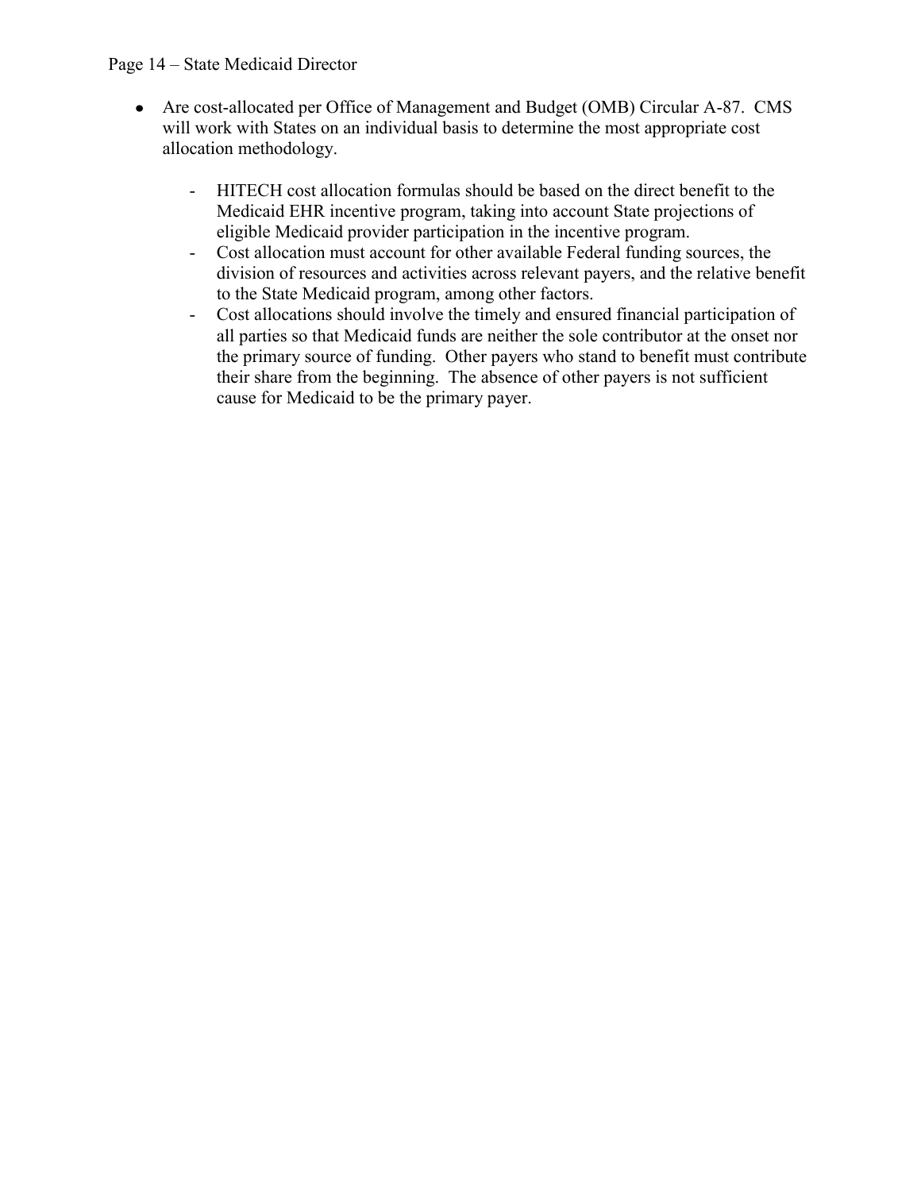- Are cost-allocated per Office of Management and Budget (OMB) Circular A-87. CMS will work with States on an individual basis to determine the most appropriate cost allocation methodology.

    - HITECH cost allocation formulas should be based on the direct benefit to the Medicaid EHR incentive program, taking into account State projections of eligible Medicaid provider participation in the incentive program.
    - Cost allocation must account for other available Federal funding sources, the division of resources and activities across relevant payers, and the relative benefit to the State Medicaid program, among other factors.
    - Cost allocations should involve the timely and ensured financial participation of all parties so that Medicaid funds are neither the sole contributor at the onset nor the primary source of funding. Other payers who stand to benefit must contribute their share from the beginning. The absence of other payers is not sufficient cause for Medicaid to be the primary payer.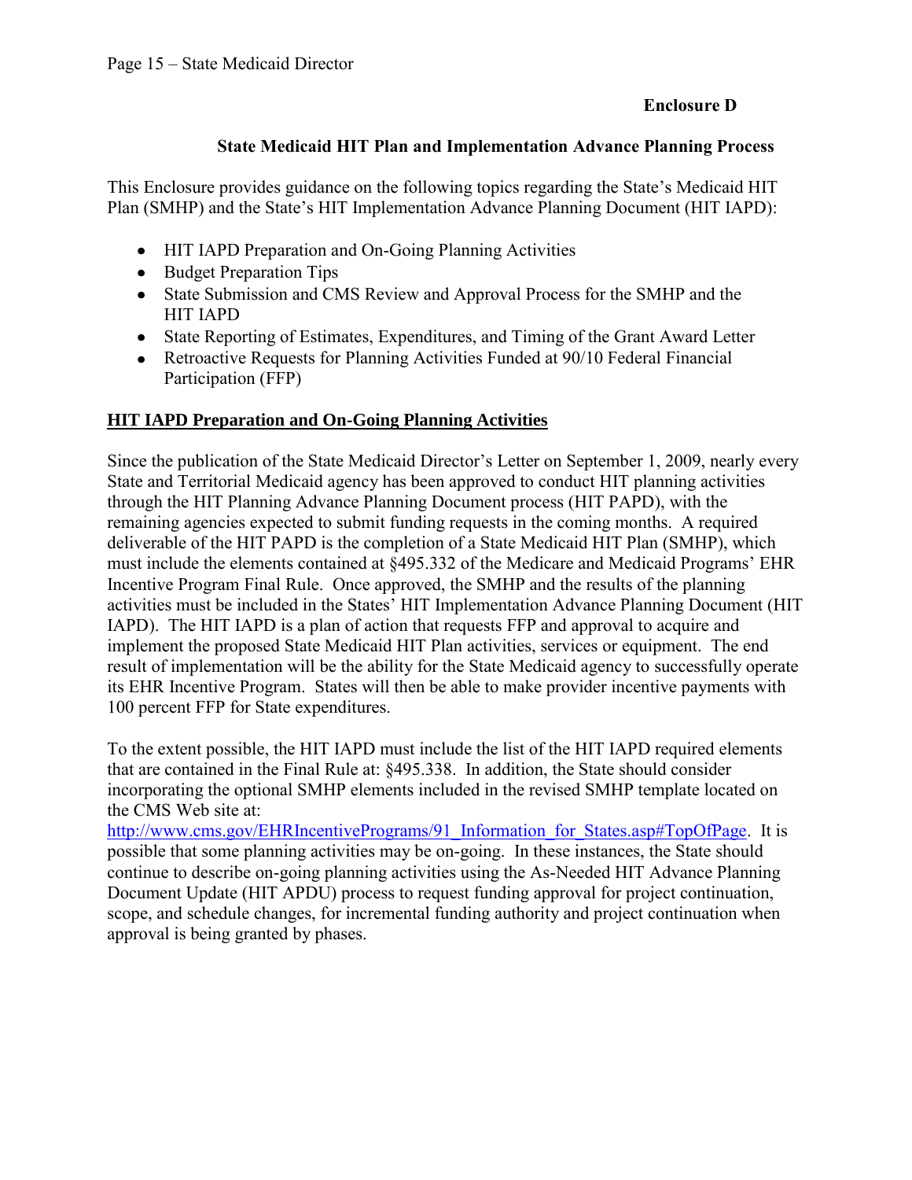**Enclosure D**

## State Medicaid HIT Plan and Implementation Advance Planning Process

This Enclosure provides guidance on the following topics regarding the State's Medicaid HIT Plan (SMHP) and the State's HIT Implementation Advance Planning Document (HIT IAPD):

- HIT IAPD Preparation and On-Going Planning Activities
- Budget Preparation Tips
- State Submission and CMS Review and Approval Process for the SMHP and the HIT IAPD
- State Reporting of Estimates, Expenditures, and Timing of the Grant Award Letter
- Retroactive Requests for Planning Activities Funded at 90/10 Federal Financial Participation (FFP)

### HIT IAPD Preparation and On-Going Planning Activities

Since the publication of the State Medicaid Director's Letter on September 1, 2009, nearly every State and Territorial Medicaid agency has been approved to conduct HIT planning activities through the HIT Planning Advance Planning Document process (HIT PAPD), with the remaining agencies expected to submit funding requests in the coming months. A required deliverable of the HIT PAPD is the completion of a State Medicaid HIT Plan (SMHP), which must include the elements contained at §495.332 of the Medicare and Medicaid Programs' EHR Incentive Program Final Rule. Once approved, the SMHP and the results of the planning activities must be included in the States' HIT Implementation Advance Planning Document (HIT IAPD). The HIT IAPD is a plan of action that requests FFP and approval to acquire and implement the proposed State Medicaid HIT Plan activities, services or equipment. The end result of implementation will be the ability for the State Medicaid agency to successfully operate its EHR Incentive Program. States will then be able to make provider incentive payments with 100 percent FFP for State expenditures.

To the extent possible, the HIT IAPD must include the list of the HIT IAPD required elements that are contained in the Final Rule at: §495.338. In addition, the State should consider incorporating the optional SMHP elements included in the revised SMHP template located on the CMS Web site at: http://www.cms.gov/EHRIncentivePrograms/91_Information_for_States.asp#TopOfPage. It is possible that some planning activities may be on-going. In these instances, the State should continue to describe on-going planning activities using the As-Needed HIT Advance Planning Document Update (HIT APDU) process to request funding approval for project continuation, scope, and schedule changes, for incremental funding authority and project continuation when approval is being granted by phases.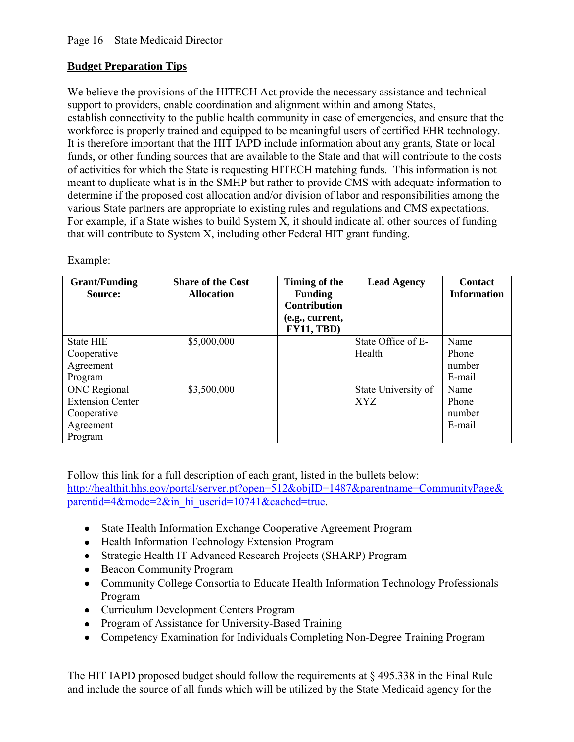**Budget Preparation Tips**

We believe the provisions of the HITECH Act provide the necessary assistance and technical support to providers, enable coordination and alignment within and among States, establish connectivity to the public health community in case of emergencies, and ensure that the workforce is properly trained and equipped to be meaningful users of certified EHR technology. It is therefore important that the HIT IAPD include information about any grants, State or local funds, or other funding sources that are available to the State and that will contribute to the costs of activities for which the State is requesting HITECH matching funds. This information is not meant to duplicate what is in the SMHP but rather to provide CMS with adequate information to determine if the proposed cost allocation and/or division of labor and responsibilities among the various State partners are appropriate to existing rules and regulations and CMS expectations. For example, if a State wishes to build System X, it should indicate all other sources of funding that will contribute to System X, including other Federal HIT grant funding.

Example:

| Grant/Funding Source: | Share of the Cost Allocation | Timing of the Funding Contribution (e.g., current, FY11, TBD) | Lead Agency | Contact Information |
|---|---|---|---|---|
| State HIE Cooperative Agreement Program | $5,000,000 | | State Office of E-Health | Name Phone number E-mail |
| ONC Regional Extension Center Cooperative Agreement Program | $3,500,000 | | State University of XYZ | Name Phone number E-mail |

Follow this link for a full description of each grant, listed in the bullets below: [http://healthit.hhs.gov/portal/server.pt?open=512&objID=1487&parentname=CommunityPage&parentid=4&mode=2&in_hi_userid=10741&cached=true](http://healthit.hhs.gov/portal/server.pt?open=512&objID=1487&parentname=CommunityPage&parentid=4&mode=2&in_hi_userid=10741&cached=true).

- State Health Information Exchange Cooperative Agreement Program
- Health Information Technology Extension Program
- Strategic Health IT Advanced Research Projects (SHARP) Program
- Beacon Community Program
- Community College Consortia to Educate Health Information Technology Professionals Program
- Curriculum Development Centers Program
- Program of Assistance for University-Based Training
- Competency Examination for Individuals Completing Non-Degree Training Program

The HIT IAPD proposed budget should follow the requirements at § 495.338 in the Final Rule and include the source of all funds which will be utilized by the State Medicaid agency for the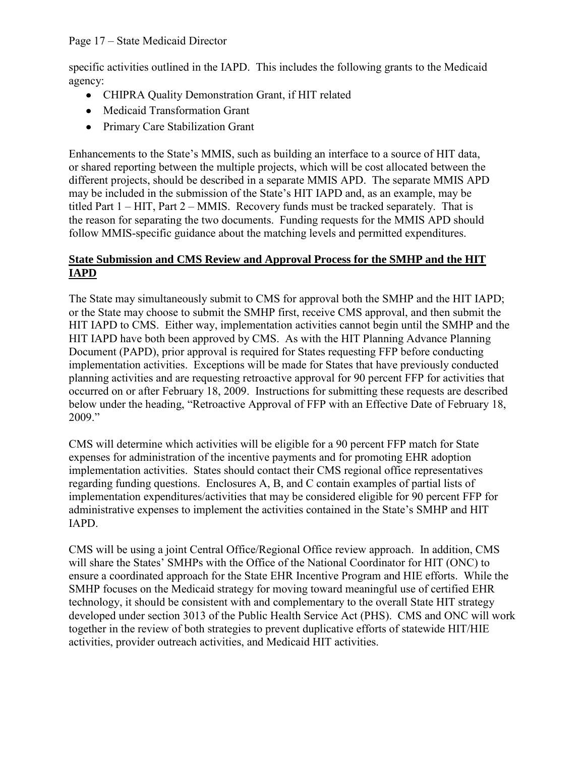specific activities outlined in the IAPD. This includes the following grants to the Medicaid agency:

- CHIPRA Quality Demonstration Grant, if HIT related
- Medicaid Transformation Grant
- Primary Care Stabilization Grant

Enhancements to the State's MMIS, such as building an interface to a source of HIT data, or shared reporting between the multiple projects, which will be cost allocated between the different projects, should be described in a separate MMIS APD. The separate MMIS APD may be included in the submission of the State's HIT IAPD and, as an example, may be titled Part 1 – HIT, Part 2 – MMIS. Recovery funds must be tracked separately. That is the reason for separating the two documents. Funding requests for the MMIS APD should follow MMIS-specific guidance about the matching levels and permitted expenditures.

## State Submission and CMS Review and Approval Process for the SMHP and the HIT IAPD

The State may simultaneously submit to CMS for approval both the SMHP and the HIT IAPD; or the State may choose to submit the SMHP first, receive CMS approval, and then submit the HIT IAPD to CMS. Either way, implementation activities cannot begin until the SMHP and the HIT IAPD have both been approved by CMS. As with the HIT Planning Advance Planning Document (PAPD), prior approval is required for States requesting FFP before conducting implementation activities. Exceptions will be made for States that have previously conducted planning activities and are requesting retroactive approval for 90 percent FFP for activities that occurred on or after February 18, 2009. Instructions for submitting these requests are described below under the heading, "Retroactive Approval of FFP with an Effective Date of February 18, 2009."

CMS will determine which activities will be eligible for a 90 percent FFP match for State expenses for administration of the incentive payments and for promoting EHR adoption implementation activities. States should contact their CMS regional office representatives regarding funding questions. Enclosures A, B, and C contain examples of partial lists of implementation expenditures/activities that may be considered eligible for 90 percent FFP for administrative expenses to implement the activities contained in the State's SMHP and HIT IAPD.

CMS will be using a joint Central Office/Regional Office review approach. In addition, CMS will share the States' SMHPs with the Office of the National Coordinator for HIT (ONC) to ensure a coordinated approach for the State EHR Incentive Program and HIE efforts. While the SMHP focuses on the Medicaid strategy for moving toward meaningful use of certified EHR technology, it should be consistent with and complementary to the overall State HIT strategy developed under section 3013 of the Public Health Service Act (PHS). CMS and ONC will work together in the review of both strategies to prevent duplicative efforts of statewide HIT/HIE activities, provider outreach activities, and Medicaid HIT activities.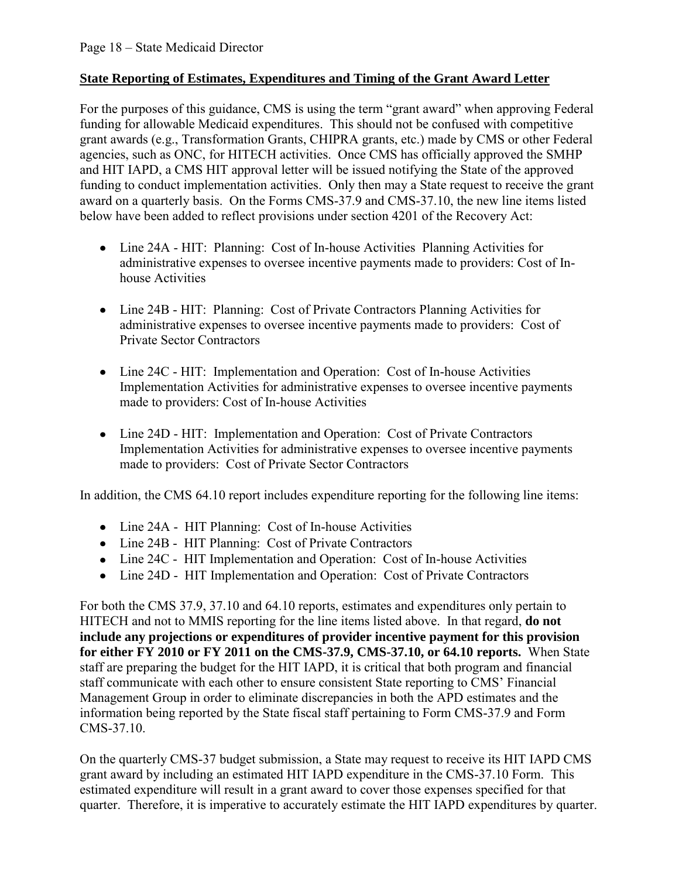**State Reporting of Estimates, Expenditures and Timing of the Grant Award Letter**

For the purposes of this guidance, CMS is using the term "grant award" when approving Federal funding for allowable Medicaid expenditures. This should not be confused with competitive grant awards (e.g., Transformation Grants, CHIPRA grants, etc.) made by CMS or other Federal agencies, such as ONC, for HITECH activities. Once CMS has officially approved the SMHP and HIT IAPD, a CMS HIT approval letter will be issued notifying the State of the approved funding to conduct implementation activities. Only then may a State request to receive the grant award on a quarterly basis. On the Forms CMS-37.9 and CMS-37.10, the new line items listed below have been added to reflect provisions under section 4201 of the Recovery Act:

- Line 24A - HIT: Planning: Cost of In-house Activities Planning Activities for administrative expenses to oversee incentive payments made to providers: Cost of In-house Activities
- Line 24B - HIT: Planning: Cost of Private Contractors Planning Activities for administrative expenses to oversee incentive payments made to providers: Cost of Private Sector Contractors
- Line 24C - HIT: Implementation and Operation: Cost of In-house Activities Implementation Activities for administrative expenses to oversee incentive payments made to providers: Cost of In-house Activities
- Line 24D - HIT: Implementation and Operation: Cost of Private Contractors Implementation Activities for administrative expenses to oversee incentive payments made to providers: Cost of Private Sector Contractors

In addition, the CMS 64.10 report includes expenditure reporting for the following line items:

- Line 24A - HIT Planning: Cost of In-house Activities
- Line 24B - HIT Planning: Cost of Private Contractors
- Line 24C - HIT Implementation and Operation: Cost of In-house Activities
- Line 24D - HIT Implementation and Operation: Cost of Private Contractors

For both the CMS 37.9, 37.10 and 64.10 reports, estimates and expenditures only pertain to HITECH and not to MMIS reporting for the line items listed above. In that regard, **do not include any projections or expenditures of provider incentive payment for this provision for either FY 2010 or FY 2011 on the CMS-37.9, CMS-37.10, or 64.10 reports.** When State staff are preparing the budget for the HIT IAPD, it is critical that both program and financial staff communicate with each other to ensure consistent State reporting to CMS' Financial Management Group in order to eliminate discrepancies in both the APD estimates and the information being reported by the State fiscal staff pertaining to Form CMS-37.9 and Form CMS-37.10.

On the quarterly CMS-37 budget submission, a State may request to receive its HIT IAPD CMS grant award by including an estimated HIT IAPD expenditure in the CMS-37.10 Form. This estimated expenditure will result in a grant award to cover those expenses specified for that quarter. Therefore, it is imperative to accurately estimate the HIT IAPD expenditures by quarter.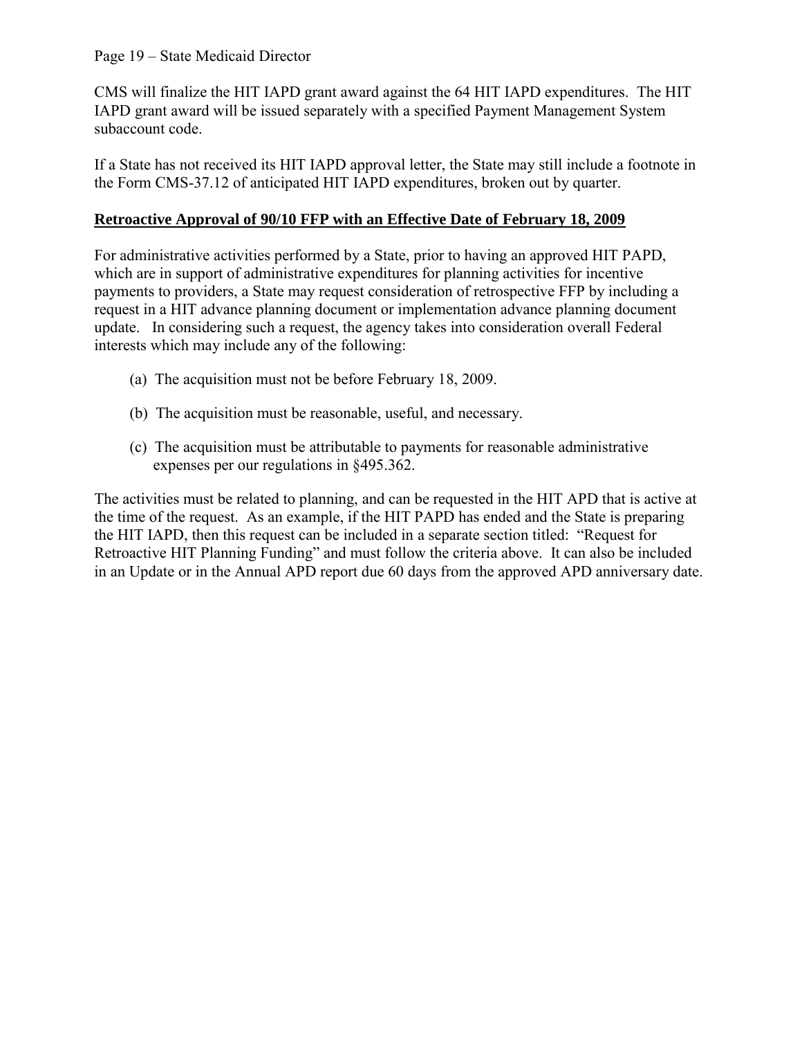CMS will finalize the HIT IAPD grant award against the 64 HIT IAPD expenditures. The HIT IAPD grant award will be issued separately with a specified Payment Management System subaccount code.

If a State has not received its HIT IAPD approval letter, the State may still include a footnote in the Form CMS-37.12 of anticipated HIT IAPD expenditures, broken out by quarter.

**Retroactive Approval of 90/10 FFP with an Effective Date of February 18, 2009**

For administrative activities performed by a State, prior to having an approved HIT PAPD, which are in support of administrative expenditures for planning activities for incentive payments to providers, a State may request consideration of retrospective FFP by including a request in a HIT advance planning document or implementation advance planning document update. In considering such a request, the agency takes into consideration overall Federal interests which may include any of the following:

(a) The acquisition must not be before February 18, 2009.

(b) The acquisition must be reasonable, useful, and necessary.

(c) The acquisition must be attributable to payments for reasonable administrative expenses per our regulations in §495.362.

The activities must be related to planning, and can be requested in the HIT APD that is active at the time of the request. As an example, if the HIT PAPD has ended and the State is preparing the HIT IAPD, then this request can be included in a separate section titled: "Request for Retroactive HIT Planning Funding" and must follow the criteria above. It can also be included in an Update or in the Annual APD report due 60 days from the approved APD anniversary date.